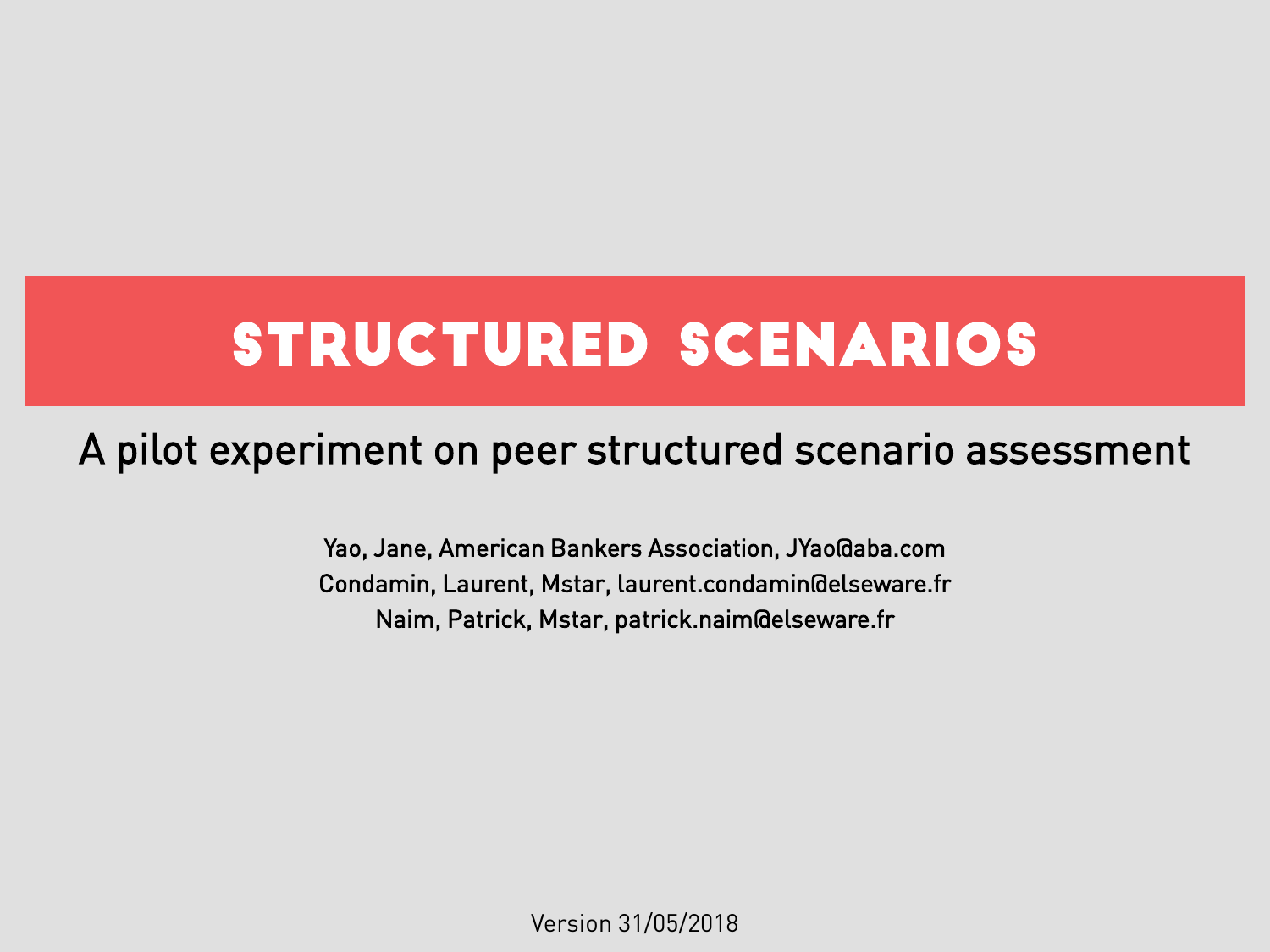# STRUCTURED SCENARIOS

## A pilot experiment on peer structured scenario assessment

Yao, Jane, American Bankers Association, JYao@aba.com
Condamin, Laurent, Mstar, laurent.condamin@elseware.fr
Naim, Patrick, Mstar, patrick.naim@elseware.fr

Version 31/05/2018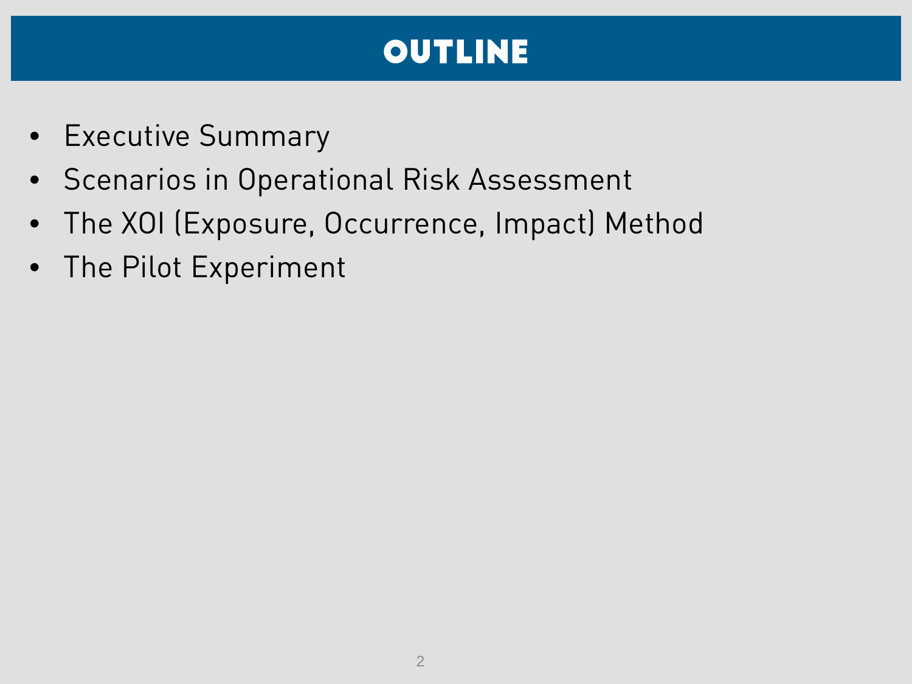# OUTLINE

- Executive Summary
- Scenarios in Operational Risk Assessment
- The XOI (Exposure, Occurrence, Impact) Method
- The Pilot Experiment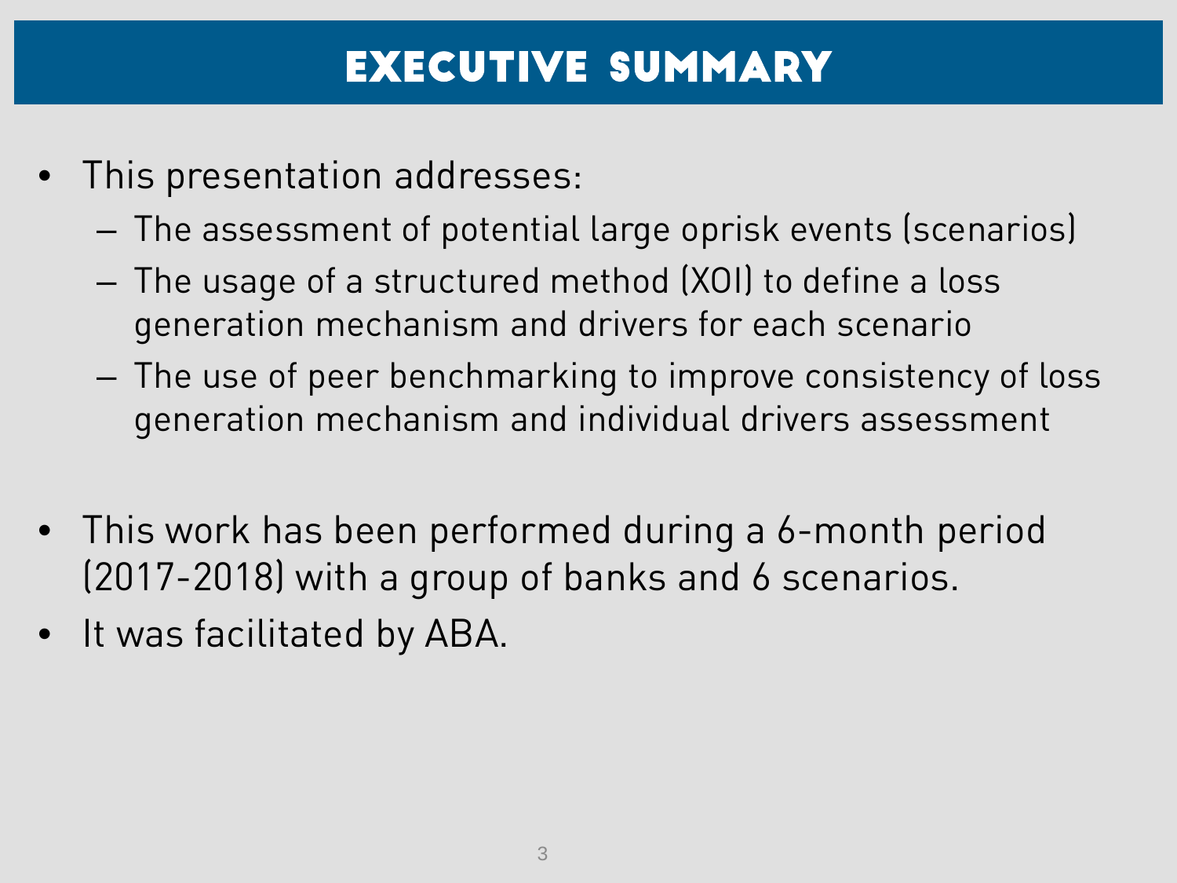# EXECUTIVE SUMMARY

- This presentation addresses:
  - The assessment of potential large oprisk events (scenarios)
  - The usage of a structured method (XOI) to define a loss generation mechanism and drivers for each scenario
  - The use of peer benchmarking to improve consistency of loss generation mechanism and individual drivers assessment

- This work has been performed during a 6-month period (2017-2018) with a group of banks and 6 scenarios.
- It was facilitated by ABA.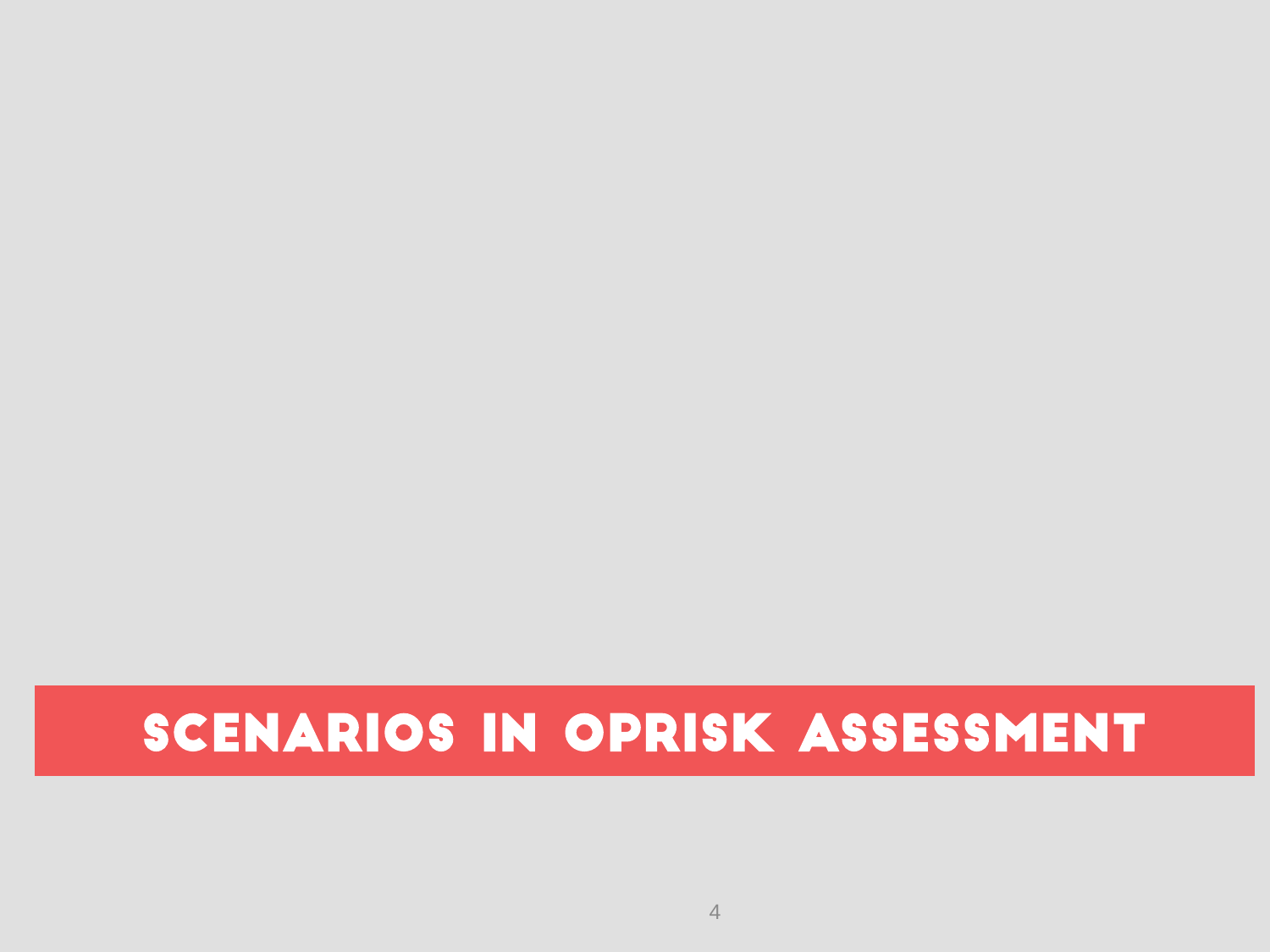# SCENARIOS IN OPRISK ASSESSMENT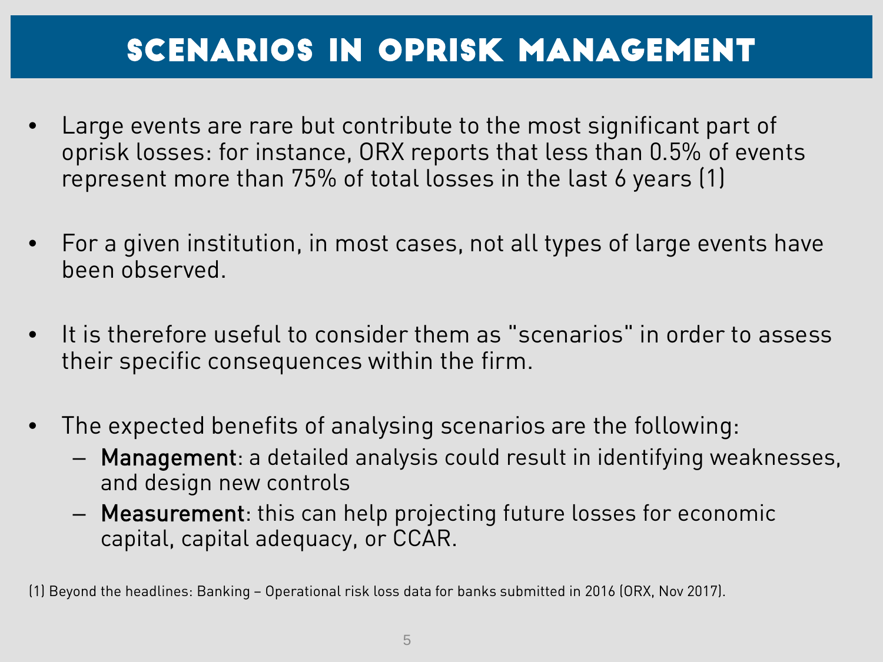# SCENARIOS IN OPRISK MANAGEMENT

- Large events are rare but contribute to the most significant part of oprisk losses: for instance, ORX reports that less than 0.5% of events represent more than 75% of total losses in the last 6 years (1)

- For a given institution, in most cases, not all types of large events have been observed.

- It is therefore useful to consider them as "scenarios" in order to assess their specific consequences within the firm.

- The expected benefits of analysing scenarios are the following:
  - **Management**: a detailed analysis could result in identifying weaknesses, and design new controls
  - **Measurement**: this can help projecting future losses for economic capital, capital adequacy, or CCAR.

(1) Beyond the headlines: Banking – Operational risk loss data for banks submitted in 2016 (ORX, Nov 2017).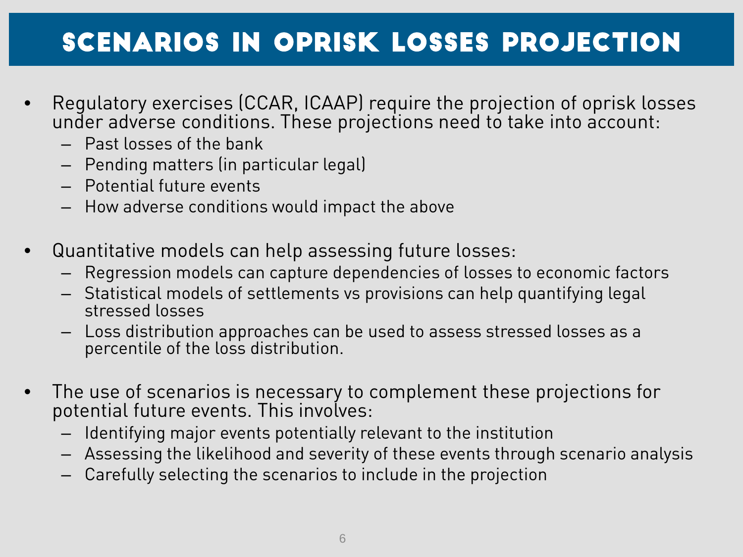# Scenarios in Oprisk Losses Projection

- Regulatory exercises (CCAR, ICAAP) require the projection of oprisk losses under adverse conditions. These projections need to take into account:
  - Past losses of the bank
  - Pending matters (in particular legal)
  - Potential future events
  - How adverse conditions would impact the above

- Quantitative models can help assessing future losses:
  - Regression models can capture dependencies of losses to economic factors
  - Statistical models of settlements vs provisions can help quantifying legal stressed losses
  - Loss distribution approaches can be used to assess stressed losses as a percentile of the loss distribution.

- The use of scenarios is necessary to complement these projections for potential future events. This involves:
  - Identifying major events potentially relevant to the institution
  - Assessing the likelihood and severity of these events through scenario analysis
  - Carefully selecting the scenarios to include in the projection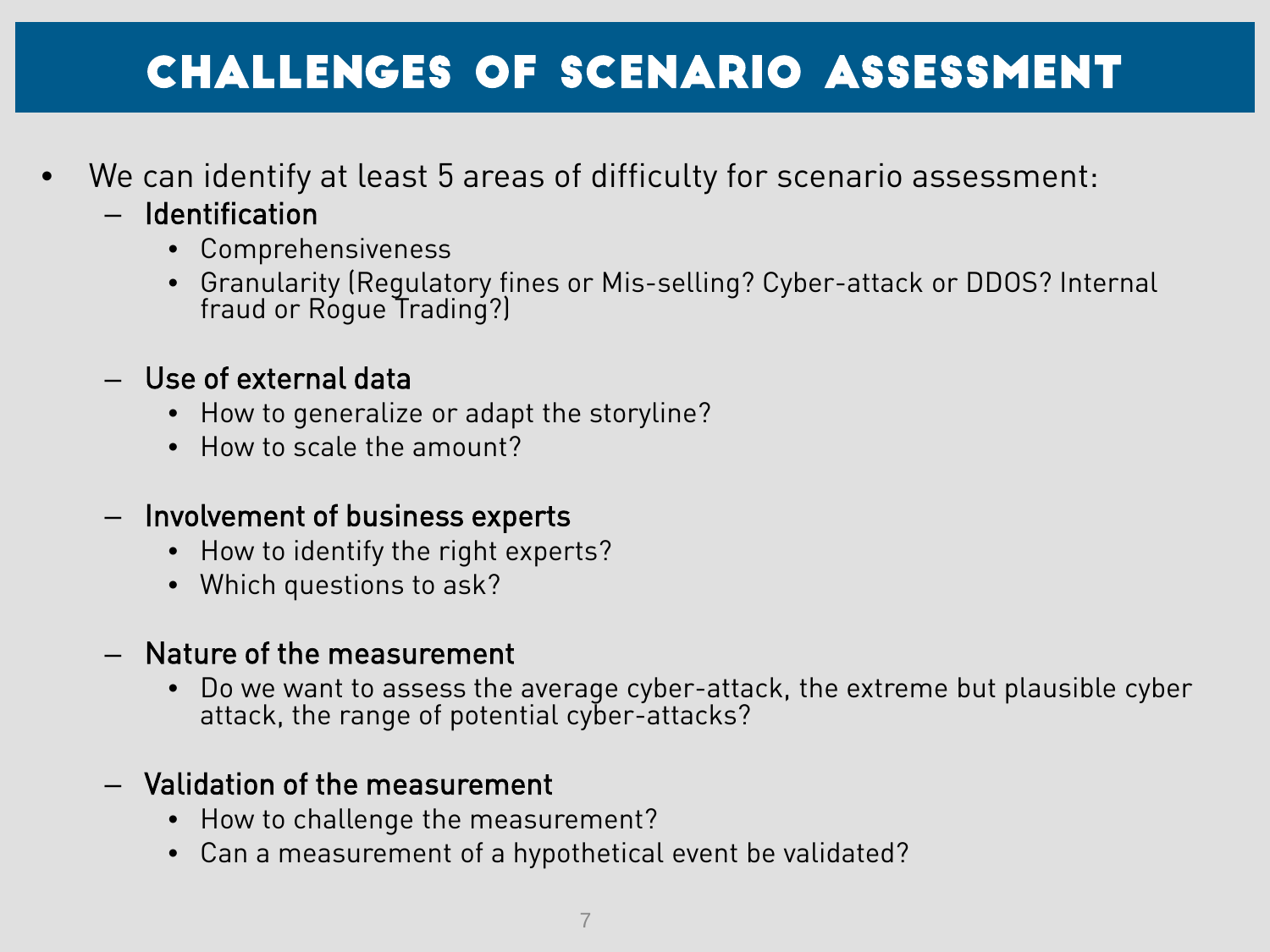# Challenges of Scenario Assessment

- We can identify at least 5 areas of difficulty for scenario assessment:
  - Identification
    - Comprehensiveness
    - Granularity (Regulatory fines or Mis-selling? Cyber-attack or DDOS? Internal fraud or Rogue Trading?)
  - Use of external data
    - How to generalize or adapt the storyline?
    - How to scale the amount?
  - Involvement of business experts
    - How to identify the right experts?
    - Which questions to ask?
  - Nature of the measurement
    - Do we want to assess the average cyber-attack, the extreme but plausible cyber attack, the range of potential cyber-attacks?
  - Validation of the measurement
    - How to challenge the measurement?
    - Can a measurement of a hypothetical event be validated?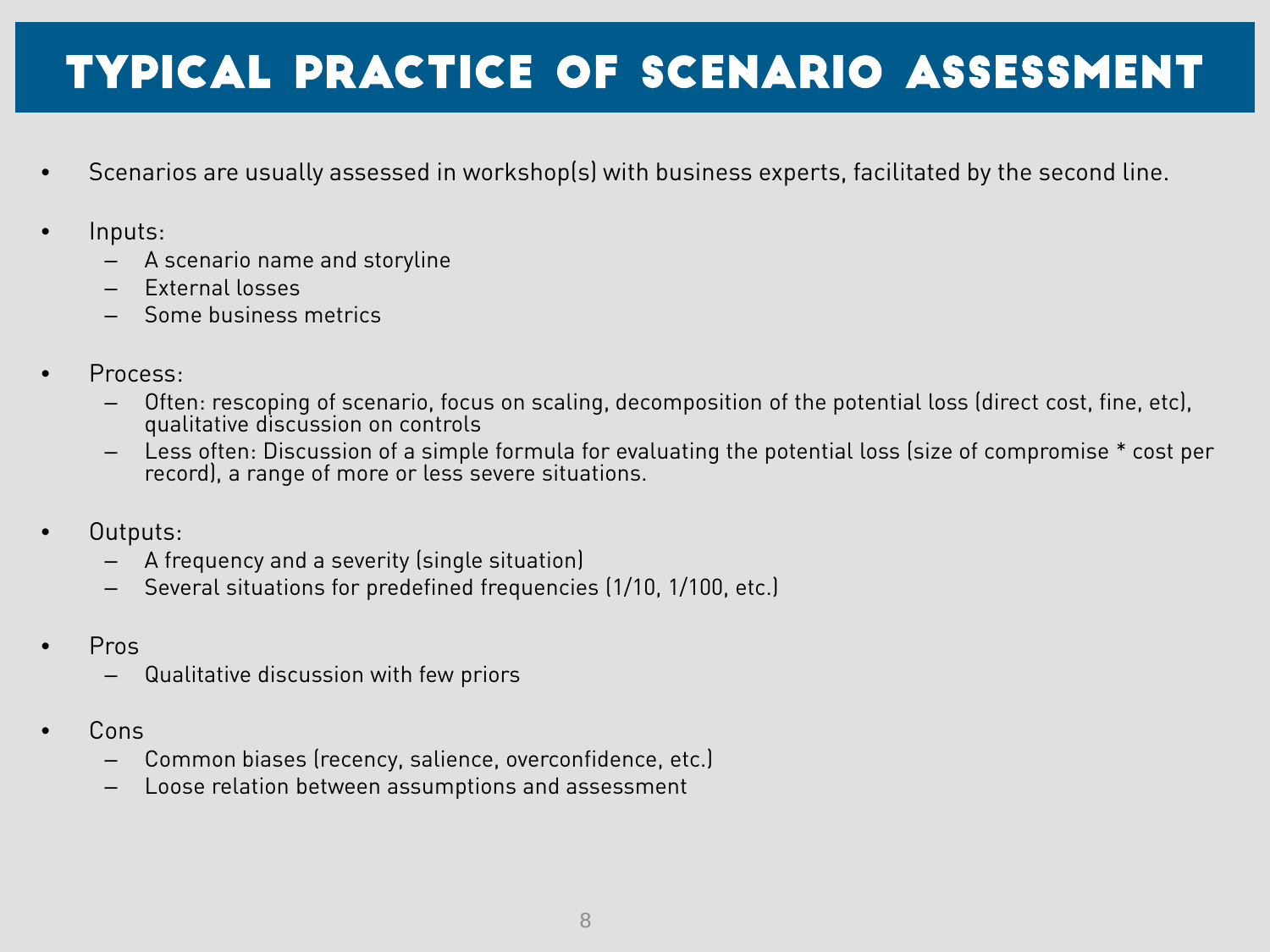# Typical Practice of Scenario Assessment

- Scenarios are usually assessed in workshop(s) with business experts, facilitated by the second line.
- Inputs:
  - A scenario name and storyline
  - External losses
  - Some business metrics
- Process:
  - Often: rescoping of scenario, focus on scaling, decomposition of the potential loss (direct cost, fine, etc), qualitative discussion on controls
  - Less often: Discussion of a simple formula for evaluating the potential loss (size of compromise * cost per record), a range of more or less severe situations.
- Outputs:
  - A frequency and a severity (single situation)
  - Several situations for predefined frequencies (1/10, 1/100, etc.)
- Pros
  - Qualitative discussion with few priors
- Cons
  - Common biases (recency, salience, overconfidence, etc.)
  - Loose relation between assumptions and assessment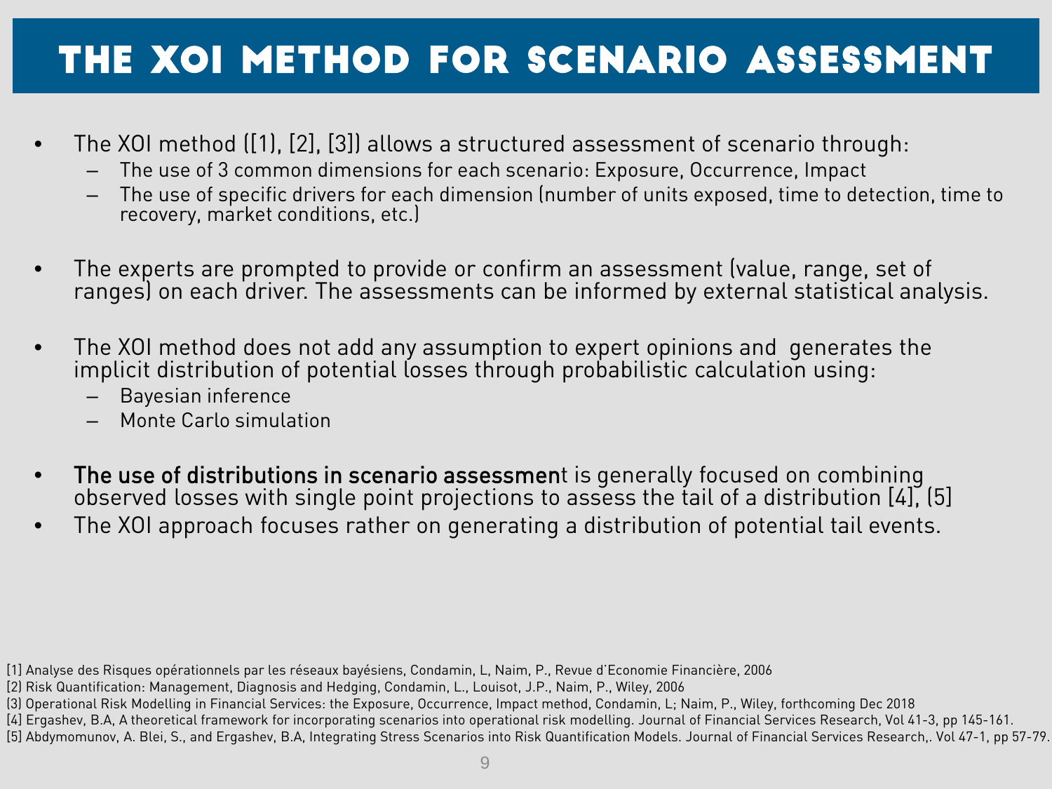# The XOI Method for Scenario Assessment

- The XOI method ([1], [2], [3]) allows a structured assessment of scenario through:
  - The use of 3 common dimensions for each scenario: Exposure, Occurrence, Impact
  - The use of specific drivers for each dimension (number of units exposed, time to detection, time to recovery, market conditions, etc.)

- The experts are prompted to provide or confirm an assessment (value, range, set of ranges) on each driver. The assessments can be informed by external statistical analysis.

- The XOI method does not add any assumption to expert opinions and generates the implicit distribution of potential losses through probabilistic calculation using:
  - Bayesian inference
  - Monte Carlo simulation

- The use of distributions in scenario assessment is generally focused on combining observed losses with single point projections to assess the tail of a distribution [4], (5]
- The XOI approach focuses rather on generating a distribution of potential tail events.

[1] Analyse des Risques opérationnels par les réseaux bayésiens, Condamin, L, Naim, P., Revue d'Economie Financière, 2006
[2] Risk Quantification: Management, Diagnosis and Hedging, Condamin, L., Louisot, J.P., Naim, P., Wiley, 2006
[3] Operational Risk Modelling in Financial Services: the Exposure, Occurrence, Impact method, Condamin, L; Naim, P., Wiley, forthcoming Dec 2018
[4] Ergashev, B.A, A theoretical framework for incorporating scenarios into operational risk modelling. Journal of Financial Services Research, Vol 41-3, pp 145-161.
[5] Abdymomunov, A. Blei, S., and Ergashev, B.A, Integrating Stress Scenarios into Risk Quantification Models. Journal of Financial Services Research,. Vol 47-1, pp 57-79.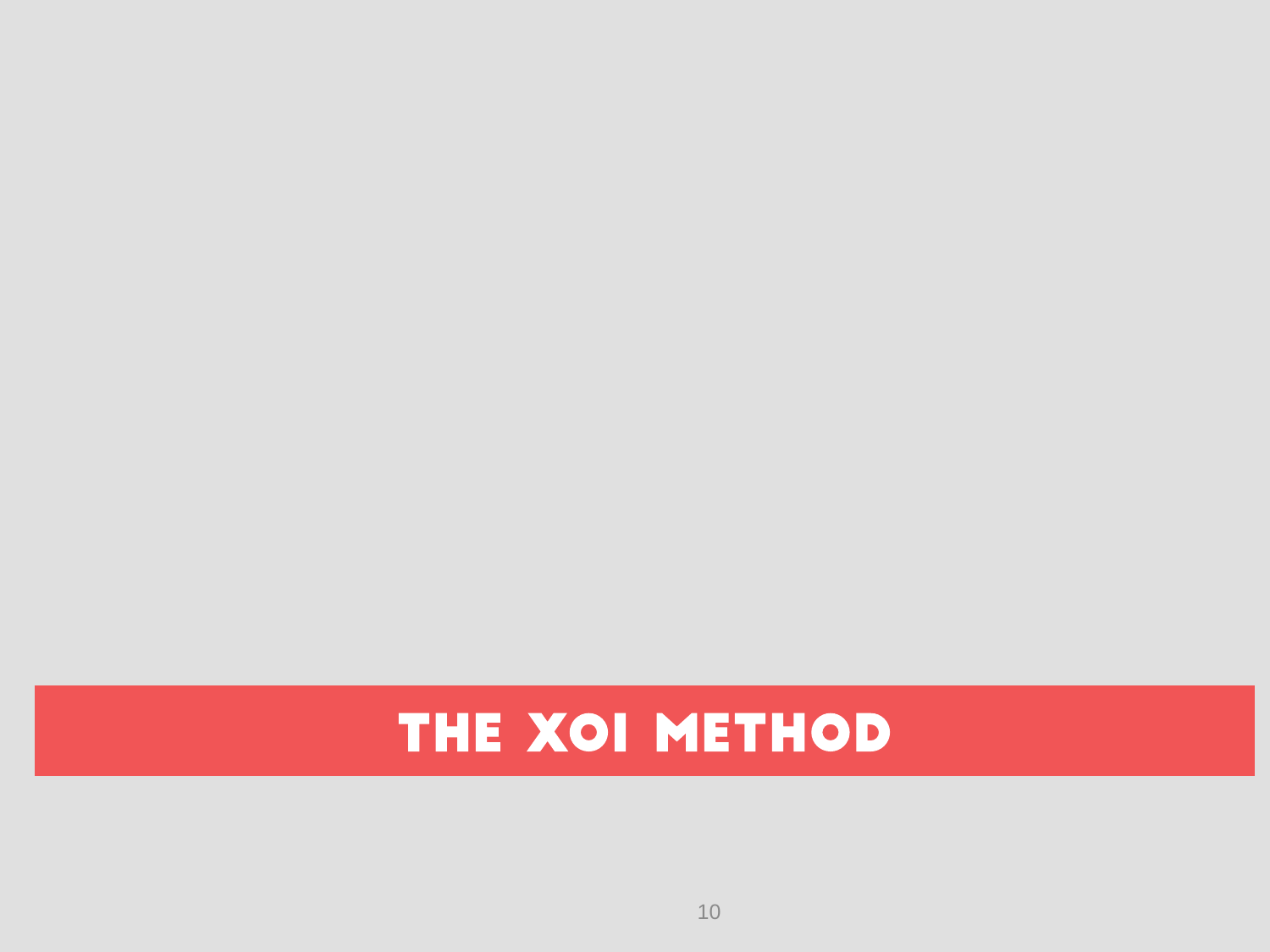# THE XOI METHOD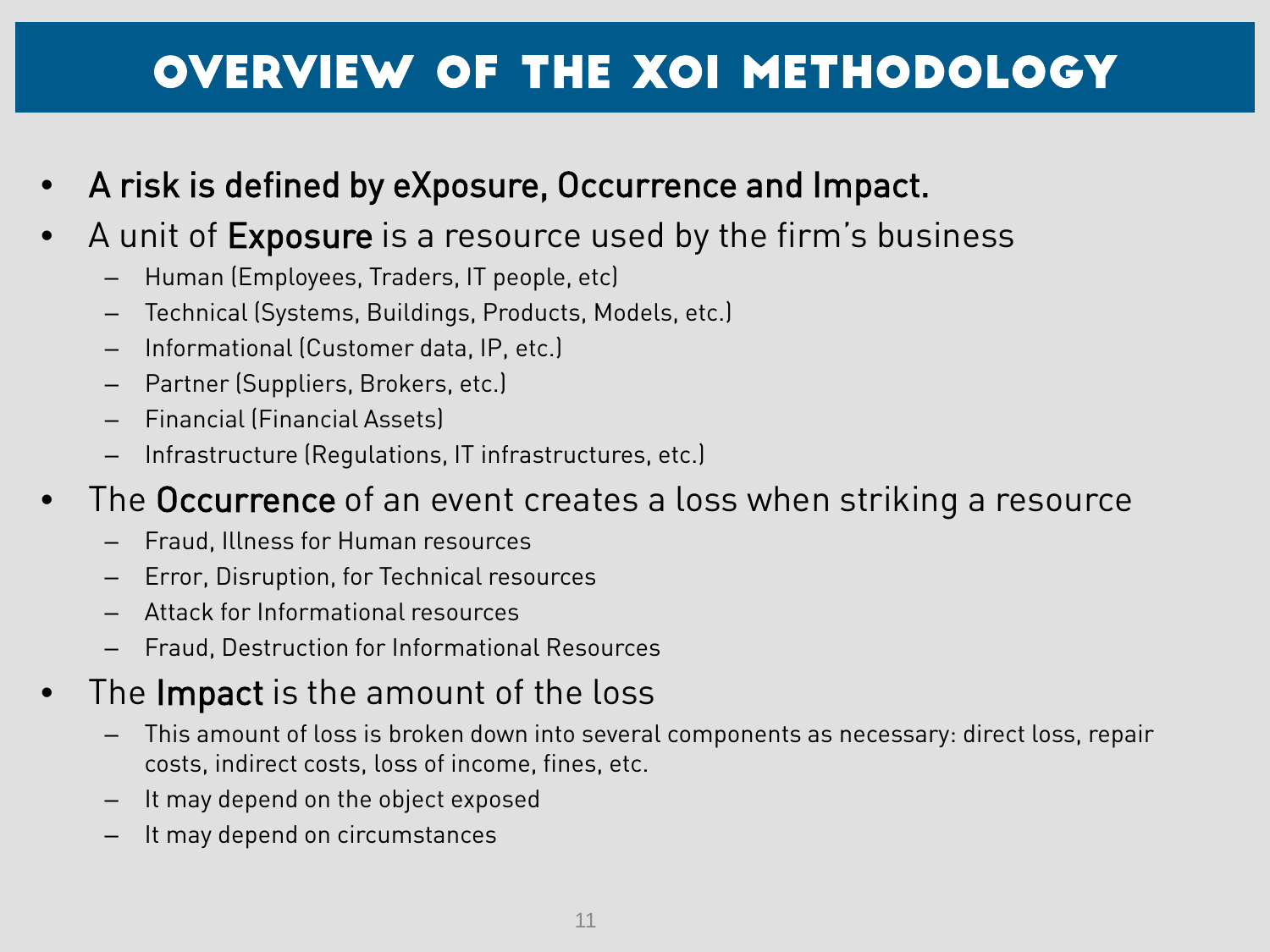# OVERVIEW OF THE XOI METHODOLOGY

- **A risk is defined by eXposure, Occurrence and Impact.**
- A unit of **Exposure** is a resource used by the firm's business
  - Human (Employees, Traders, IT people, etc)
  - Technical (Systems, Buildings, Products, Models, etc.)
  - Informational (Customer data, IP, etc.)
  - Partner (Suppliers, Brokers, etc.)
  - Financial (Financial Assets)
  - Infrastructure (Regulations, IT infrastructures, etc.)
- The **Occurrence** of an event creates a loss when striking a resource
  - Fraud, Illness for Human resources
  - Error, Disruption, for Technical resources
  - Attack for Informational resources
  - Fraud, Destruction for Informational Resources
- The **Impact** is the amount of the loss
  - This amount of loss is broken down into several components as necessary: direct loss, repair costs, indirect costs, loss of income, fines, etc.
  - It may depend on the object exposed
  - It may depend on circumstances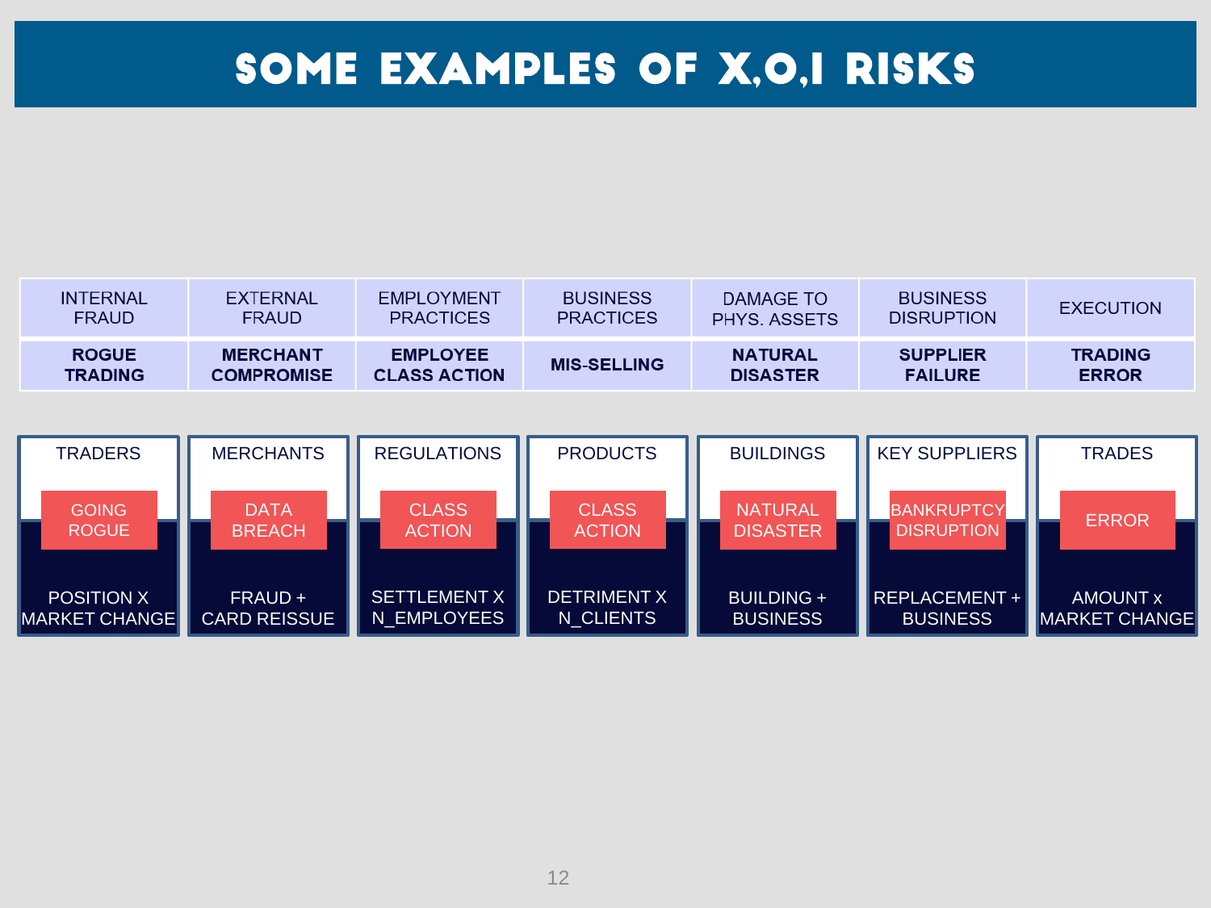# SOME EXAMPLES OF X,O,I RISKS

| INTERNAL FRAUD | EXTERNAL FRAUD | EMPLOYMENT PRACTICES | BUSINESS PRACTICES | DAMAGE TO PHYS. ASSETS | BUSINESS DISRUPTION | EXECUTION |
|---|---|---|---|---|---|---|
| **ROGUE TRADING** | **MERCHANT COMPROMISE** | **EMPLOYEE CLASS ACTION** | **MIS-SELLING** | **NATURAL DISASTER** | **SUPPLIER FAILURE** | **TRADING ERROR** |

| TRADERS | MERCHANTS | REGULATIONS | PRODUCTS | BUILDINGS | KEY SUPPLIERS | TRADES |
|---|---|---|---|---|---|---|
| GOING ROGUE | DATA BREACH | CLASS ACTION | CLASS ACTION | NATURAL DISASTER | BANKRUPTCY DISRUPTION | ERROR |
| POSITION X MARKET CHANGE | FRAUD + CARD REISSUE | SETTLEMENT X N_EMPLOYEES | DETRIMENT X N_CLIENTS | BUILDING + BUSINESS | REPLACEMENT + BUSINESS | AMOUNT x MARKET CHANGE |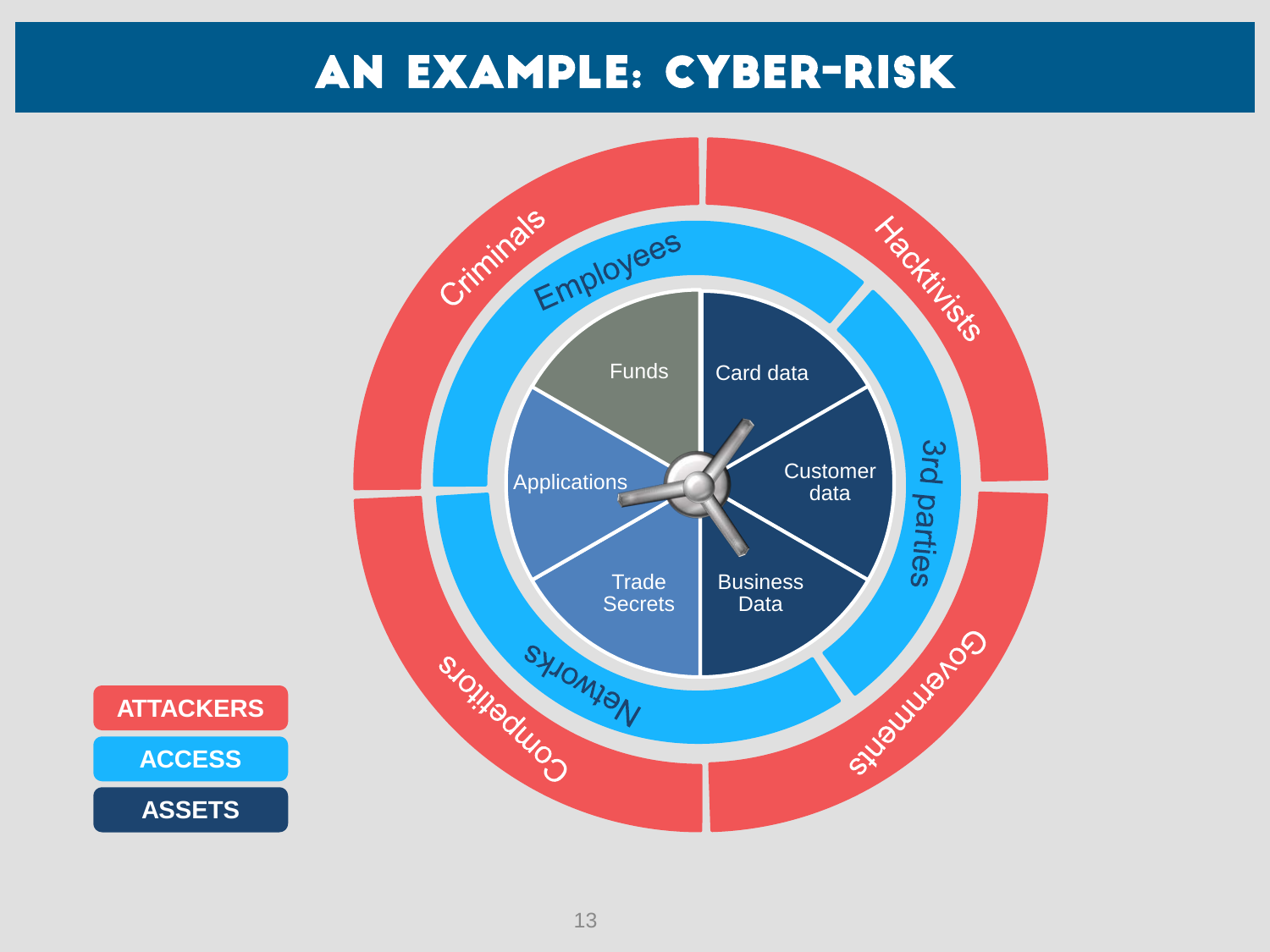# AN EXAMPLE: CYBER-RISK

- **ATTACKERS**: Criminals, Hacktivists, Governments, Competitors
- **ACCESS**: Employees, 3rd parties, Networks
- **ASSETS**: Funds, Card data, Customer data, Business Data, Trade Secrets, Applications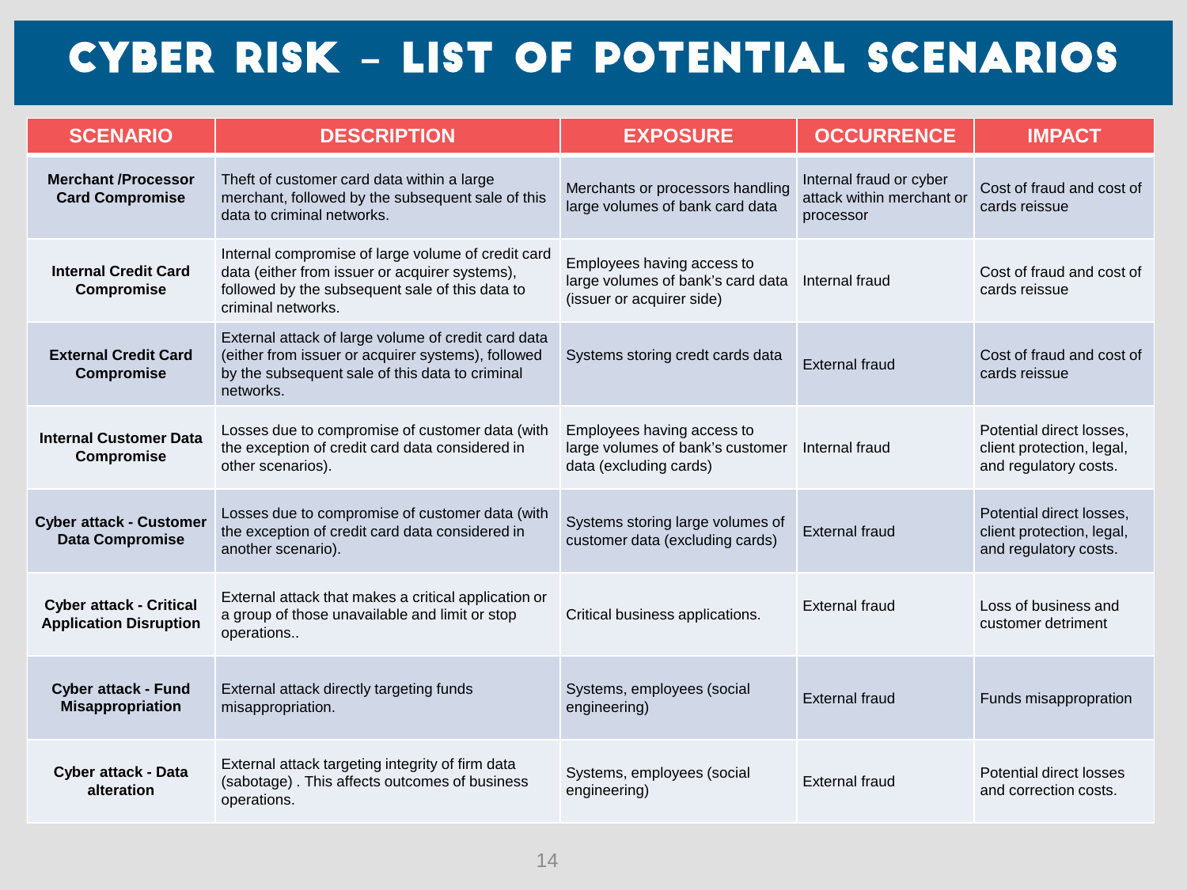# Cyber Risk – List of Potential Scenarios

| SCENARIO | DESCRIPTION | EXPOSURE | OCCURRENCE | IMPACT |
|---|---|---|---|---|
| **Merchant /Processor Card Compromise** | Theft of customer card data within a large merchant, followed by the subsequent sale of this data to criminal networks. | Merchants or processors handling large volumes of bank card data | Internal fraud or cyber attack within merchant or processor | Cost of fraud and cost of cards reissue |
| **Internal Credit Card Compromise** | Internal compromise of large volume of credit card data (either from issuer or acquirer systems), followed by the subsequent sale of this data to criminal networks. | Employees having access to large volumes of bank's card data (issuer or acquirer side) | Internal fraud | Cost of fraud and cost of cards reissue |
| **External Credit Card Compromise** | External attack of large volume of credit card data (either from issuer or acquirer systems), followed by the subsequent sale of this data to criminal networks. | Systems storing credt cards data | External fraud | Cost of fraud and cost of cards reissue |
| **Internal Customer Data Compromise** | Losses due to compromise of customer data (with the exception of credit card data considered in other scenarios). | Employees having access to large volumes of bank's customer data (excluding cards) | Internal fraud | Potential direct losses, client protection, legal, and regulatory costs. |
| **Cyber attack - Customer Data Compromise** | Losses due to compromise of customer data (with the exception of credit card data considered in another scenario). | Systems storing large volumes of customer data (excluding cards) | External fraud | Potential direct losses, client protection, legal, and regulatory costs. |
| **Cyber attack - Critical Application Disruption** | External attack that makes a critical application or a group of those unavailable and limit or stop operations.. | Critical business applications. | External fraud | Loss of business and customer detriment |
| **Cyber attack - Fund Misappropriation** | External attack directly targeting funds misappropriation. | Systems, employees (social engineering) | External fraud | Funds misappropration |
| **Cyber attack - Data alteration** | External attack targeting integrity of firm data (sabotage) . This affects outcomes of business operations. | Systems, employees (social engineering) | External fraud | Potential direct losses and correction costs. |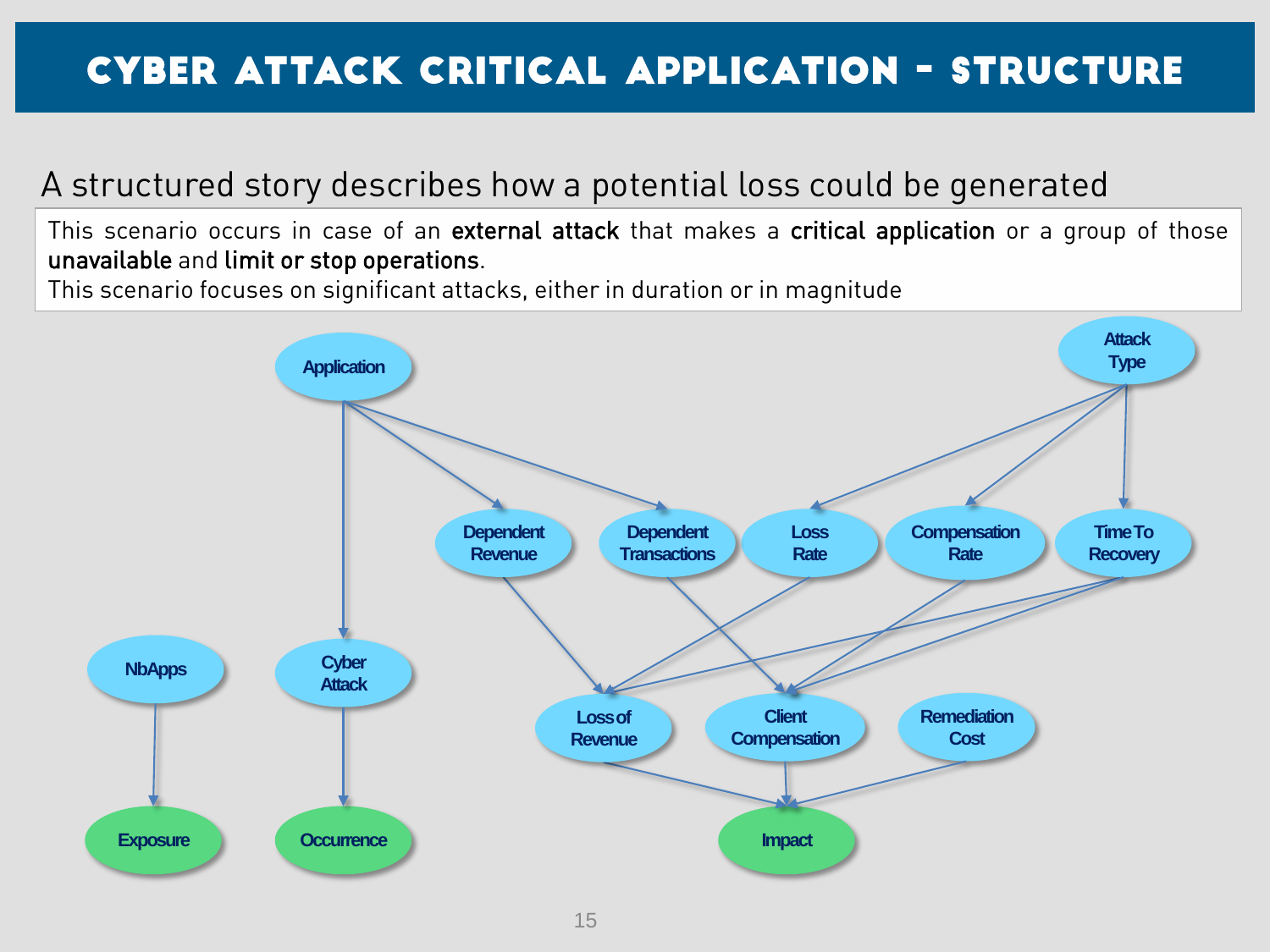# Cyber Attack Critical Application - Structure

## A structured story describes how a potential loss could be generated

This scenario occurs in case of an **external attack** that makes a **critical application** or a group of those **unavailable** and **limit or stop operations**.
This scenario focuses on significant attacks, either in duration or in magnitude

Application

Attack Type

Dependent Revenue

Dependent Transactions

Loss Rate

Compensation Rate

Time To Recovery

NbApps

Cyber Attack

Loss of Revenue

Client Compensation

Remediation Cost

Exposure

Occurrence

Impact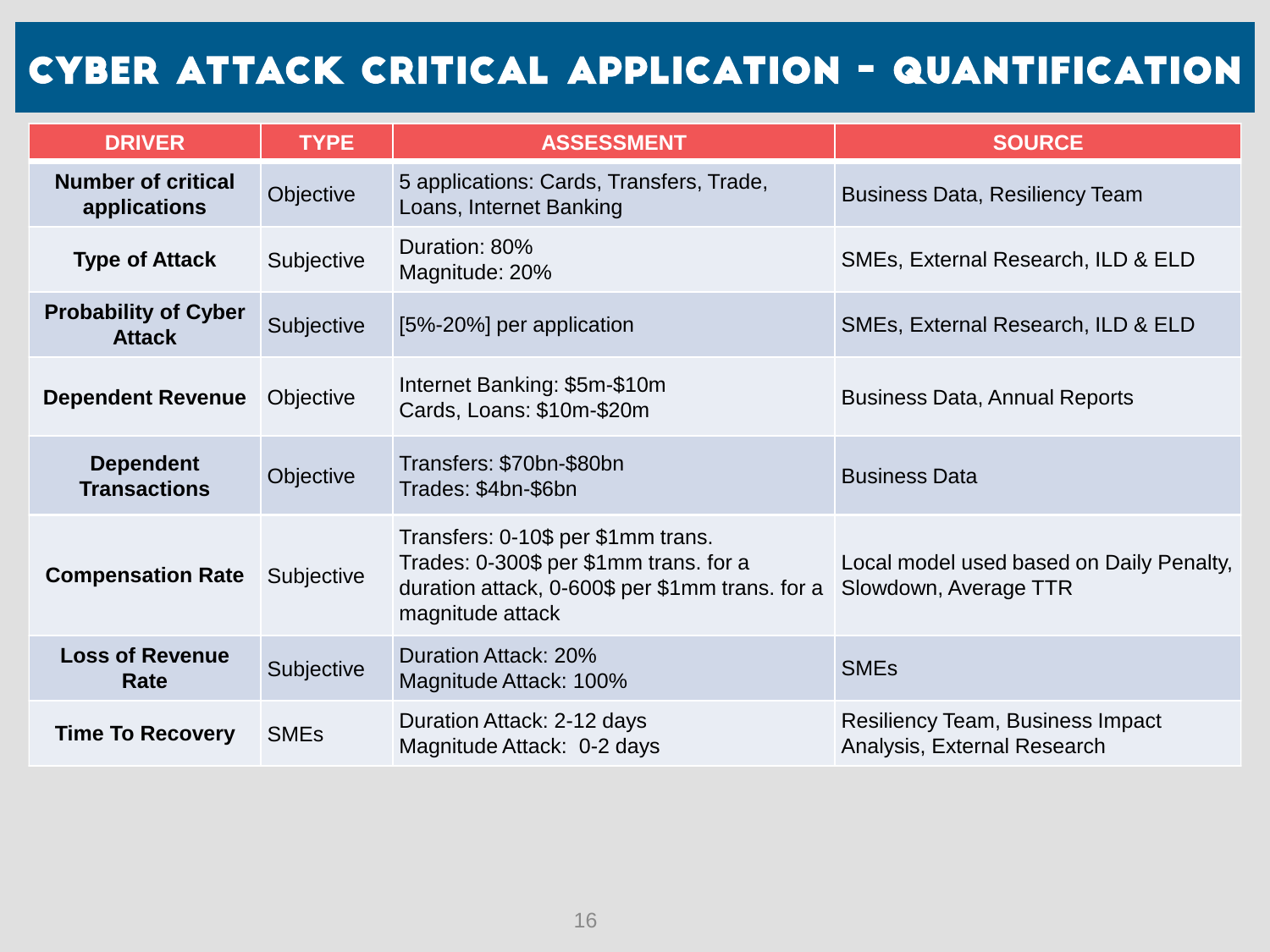# Cyber Attack Critical Application - Quantification

| DRIVER | TYPE | ASSESSMENT | SOURCE |
|---|---|---|---|
| **Number of critical applications** | Objective | 5 applications: Cards, Transfers, Trade, Loans, Internet Banking | Business Data, Resiliency Team |
| **Type of Attack** | Subjective | Duration: 80%<br>Magnitude: 20% | SMEs, External Research, ILD & ELD |
| **Probability of Cyber Attack** | Subjective | [5%-20%] per application | SMEs, External Research, ILD & ELD |
| **Dependent Revenue** | Objective | Internet Banking: $5m-$10m<br>Cards, Loans: $10m-$20m | Business Data, Annual Reports |
| **Dependent Transactions** | Objective | Transfers: $70bn-$80bn<br>Trades: $4bn-$6bn | Business Data |
| **Compensation Rate** | Subjective | Transfers: 0-10$ per $1mm trans.<br>Trades: 0-300$ per $1mm trans. for a duration attack, 0-600$ per $1mm trans. for a magnitude attack | Local model used based on Daily Penalty, Slowdown, Average TTR |
| **Loss of Revenue Rate** | Subjective | Duration Attack: 20%<br>Magnitude Attack: 100% | SMEs |
| **Time To Recovery** | SMEs | Duration Attack: 2-12 days<br>Magnitude Attack: 0-2 days | Resiliency Team, Business Impact Analysis, External Research |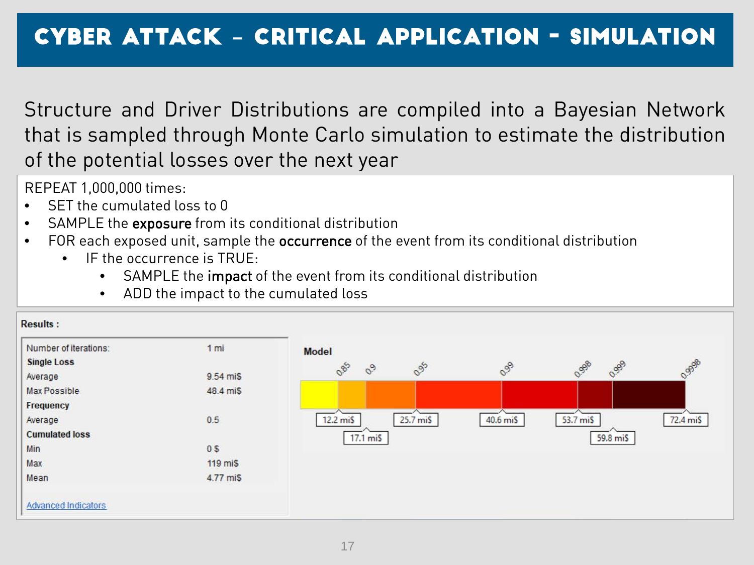# CYBER ATTACK – CRITICAL APPLICATION – SIMULATION

Structure and Driver Distributions are compiled into a Bayesian Network that is sampled through Monte Carlo simulation to estimate the distribution of the potential losses over the next year

REPEAT 1,000,000 times:

- SET the cumulated loss to 0
- SAMPLE the **exposure** from its conditional distribution
- FOR each exposed unit, sample the **occurrence** of the event from its conditional distribution
  - IF the occurrence is TRUE:
    - SAMPLE the **impact** of the event from its conditional distribution
    - ADD the impact to the cumulated loss

**Results :**

| | |
|---|---|
| Number of iterations: | 1 mi |
| **Single Loss** | |
| Average | 9.54 mi$ |
| Max Possible | 48.4 mi$ |
| **Frequency** | |
| Average | 0.5 |
| **Cumulated loss** | |
| Min | 0 $ |
| Max | 119 mi$ |
| Mean | 4.77 mi$ |

Advanced Indicators

**Model**

| Quantile | 0.85 | 0.9 | 0.95 | 0.99 | 0.998 | 0.999 | 0.9998 |
|---|---|---|---|---|---|---|---|
| Loss | 12.2 mi$ | 17.1 mi$ | 25.7 mi$ | 40.6 mi$ | 53.7 mi$ | 59.8 mi$ | 72.4 mi$ |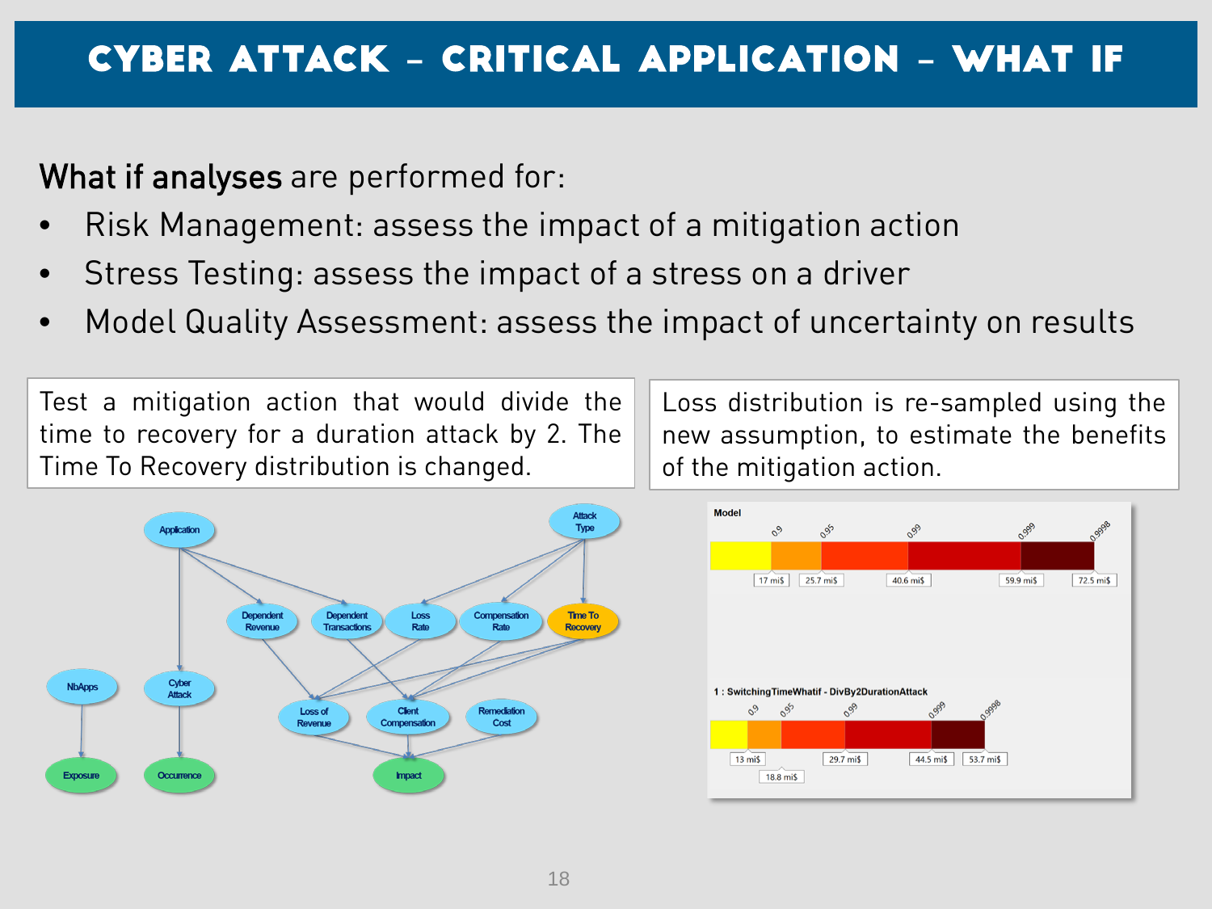# CYBER ATTACK – CRITICAL APPLICATION – WHAT IF

**What if analyses** are performed for:

- Risk Management: assess the impact of a mitigation action
- Stress Testing: assess the impact of a stress on a driver
- Model Quality Assessment: assess the impact of uncertainty on results

Test a mitigation action that would divide the time to recovery for a duration attack by 2. The Time To Recovery distribution is changed.

Loss distribution is re-sampled using the new assumption, to estimate the benefits of the mitigation action.

Application, Attack Type, Dependent Revenue, Dependent Transactions, Loss Rate, Compensation Rate, Time To Recovery, NbApps, Cyber Attack, Loss of Revenue, Client Compensation, Remediation Cost, Exposure, Occurrence, Impact

**Model**

| Quantile | 0.9 | 0.95 | 0.99 | 0.999 | 0.9998 |
|---|---|---|---|---|---|
| Loss | 17 mi$ | 25.7 mi$ | 40.6 mi$ | 59.9 mi$ | 72.5 mi$ |

**1 : SwitchingTimeWhatif - DivBy2DurationAttack**

| Quantile | 0.9 | 0.95 | 0.99 | 0.999 | 0.9998 |
|---|---|---|---|---|---|
| Loss | 13 mi$ | 18.8 mi$ | 29.7 mi$ | 44.5 mi$ | 53.7 mi$ |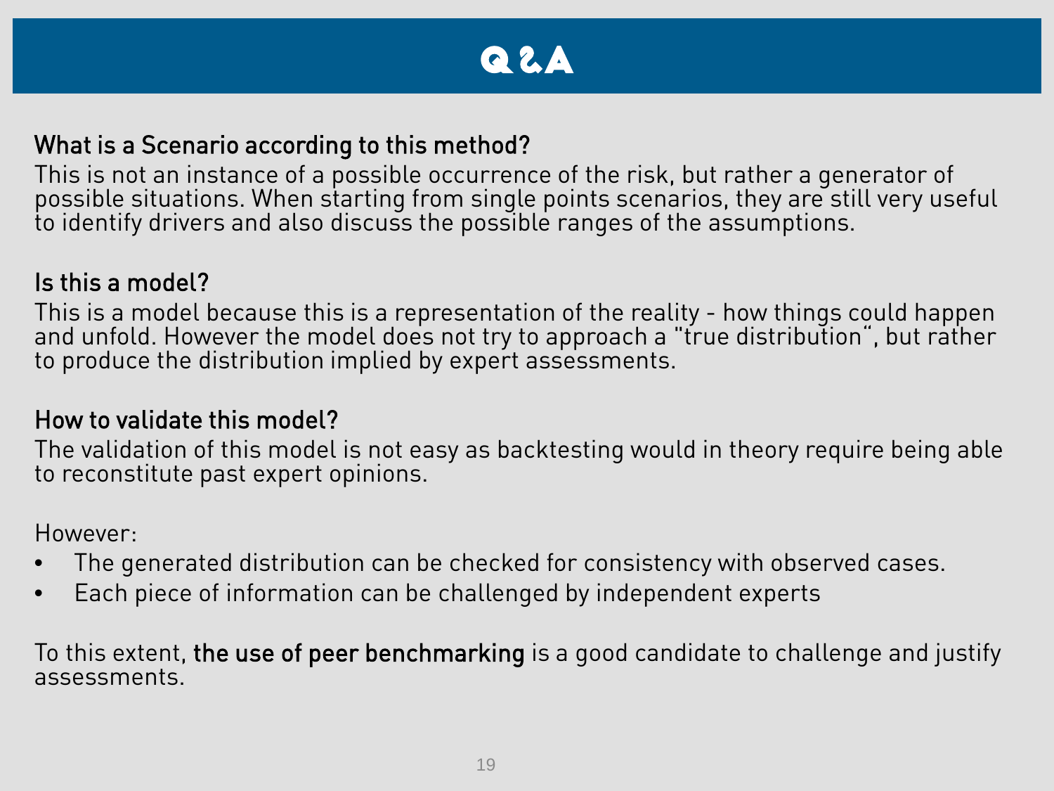# Q&A

**What is a Scenario according to this method?**

This is not an instance of a possible occurrence of the risk, but rather a generator of possible situations. When starting from single points scenarios, they are still very useful to identify drivers and also discuss the possible ranges of the assumptions.

**Is this a model?**

This is a model because this is a representation of the reality - how things could happen and unfold. However the model does not try to approach a "true distribution", but rather to produce the distribution implied by expert assessments.

**How to validate this model?**

The validation of this model is not easy as backtesting would in theory require being able to reconstitute past expert opinions.

However:

- The generated distribution can be checked for consistency with observed cases.
- Each piece of information can be challenged by independent experts

To this extent, **the use of peer benchmarking** is a good candidate to challenge and justify assessments.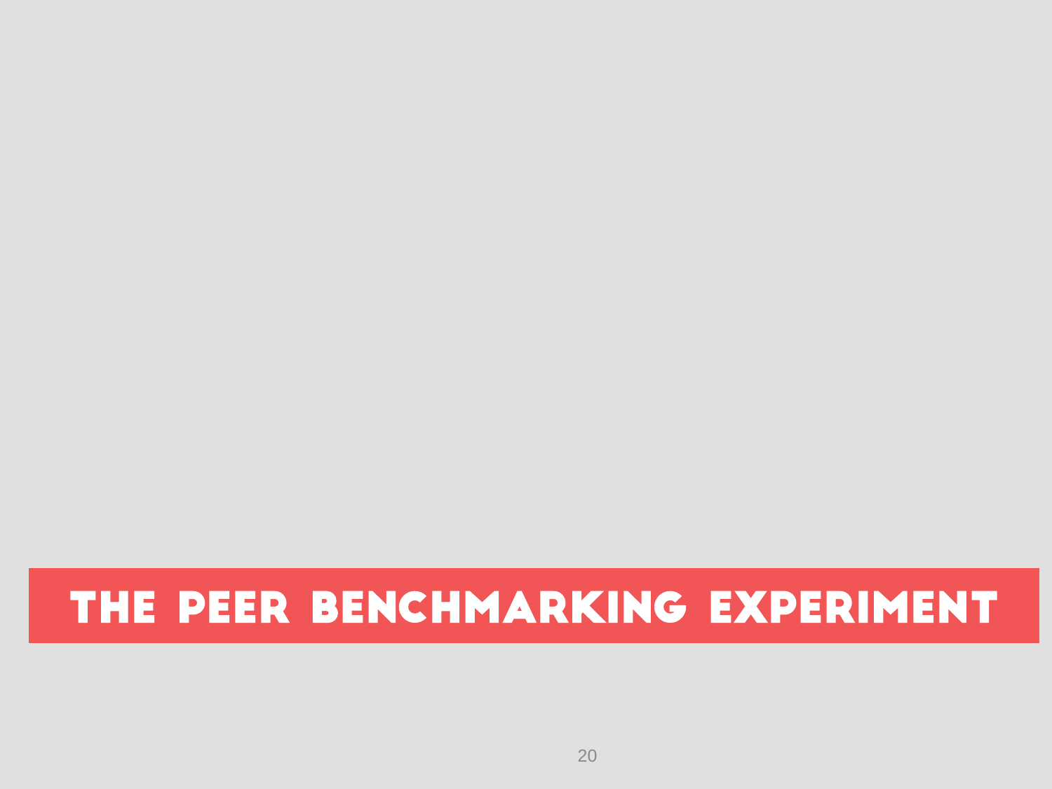# THE PEER BENCHMARKING EXPERIMENT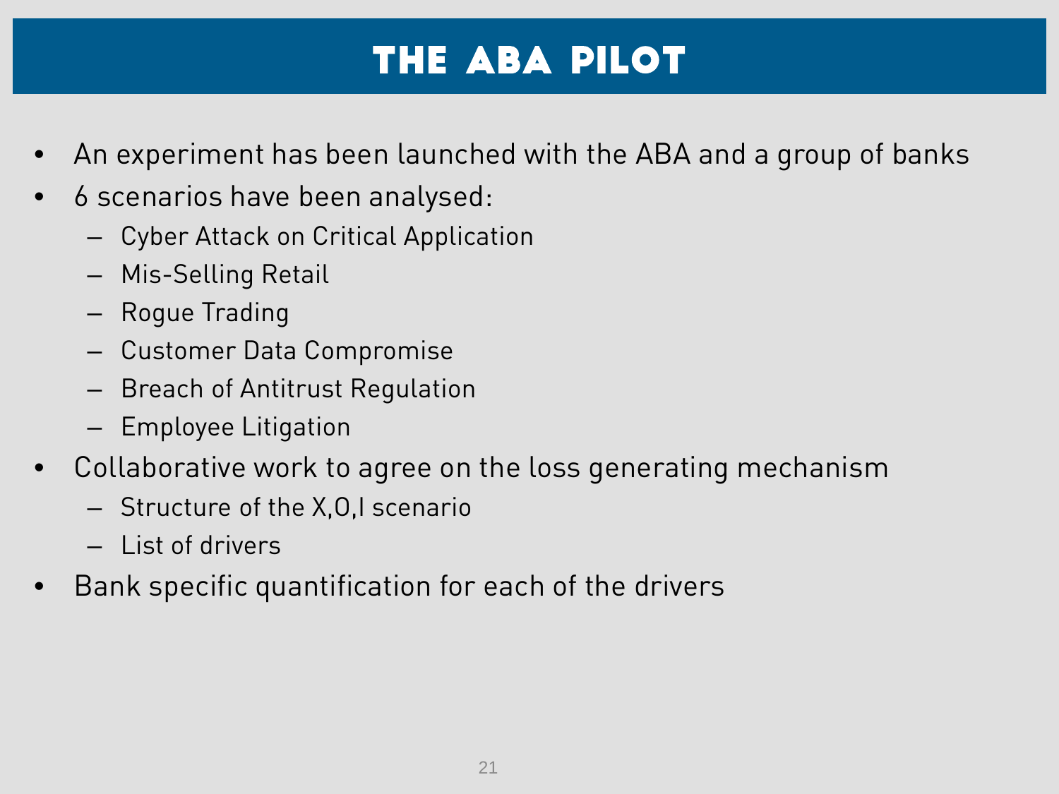# THE ABA PILOT

- An experiment has been launched with the ABA and a group of banks
- 6 scenarios have been analysed:
  - Cyber Attack on Critical Application
  - Mis-Selling Retail
  - Rogue Trading
  - Customer Data Compromise
  - Breach of Antitrust Regulation
  - Employee Litigation
- Collaborative work to agree on the loss generating mechanism
  - Structure of the X,O,I scenario
  - List of drivers
- Bank specific quantification for each of the drivers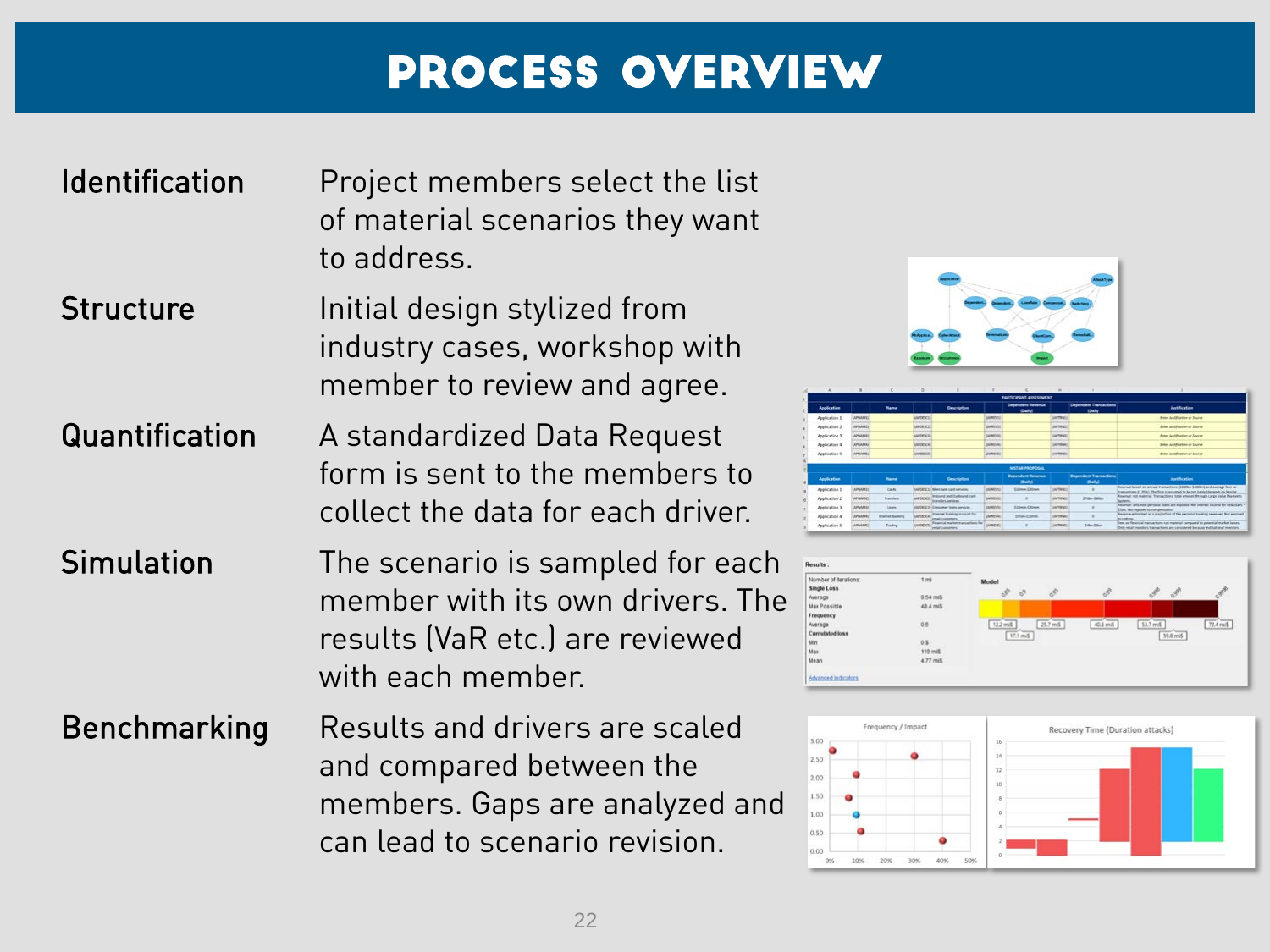# PROCESS OVERVIEW

| | |
|---|---|
| **Identification** | Project members select the list of material scenarios they want to address. |
| **Structure** | Initial design stylized from industry cases, workshop with member to review and agree. |
| **Quantification** | A standardized Data Request form is sent to the members to collect the data for each driver. |
| **Simulation** | The scenario is sampled for each member with its own drivers. The results (VaR etc.) are reviewed with each member. |
| **Benchmarking** | Results and drivers are scaled and compared between the members. Gaps are analyzed and can lead to scenario revision. |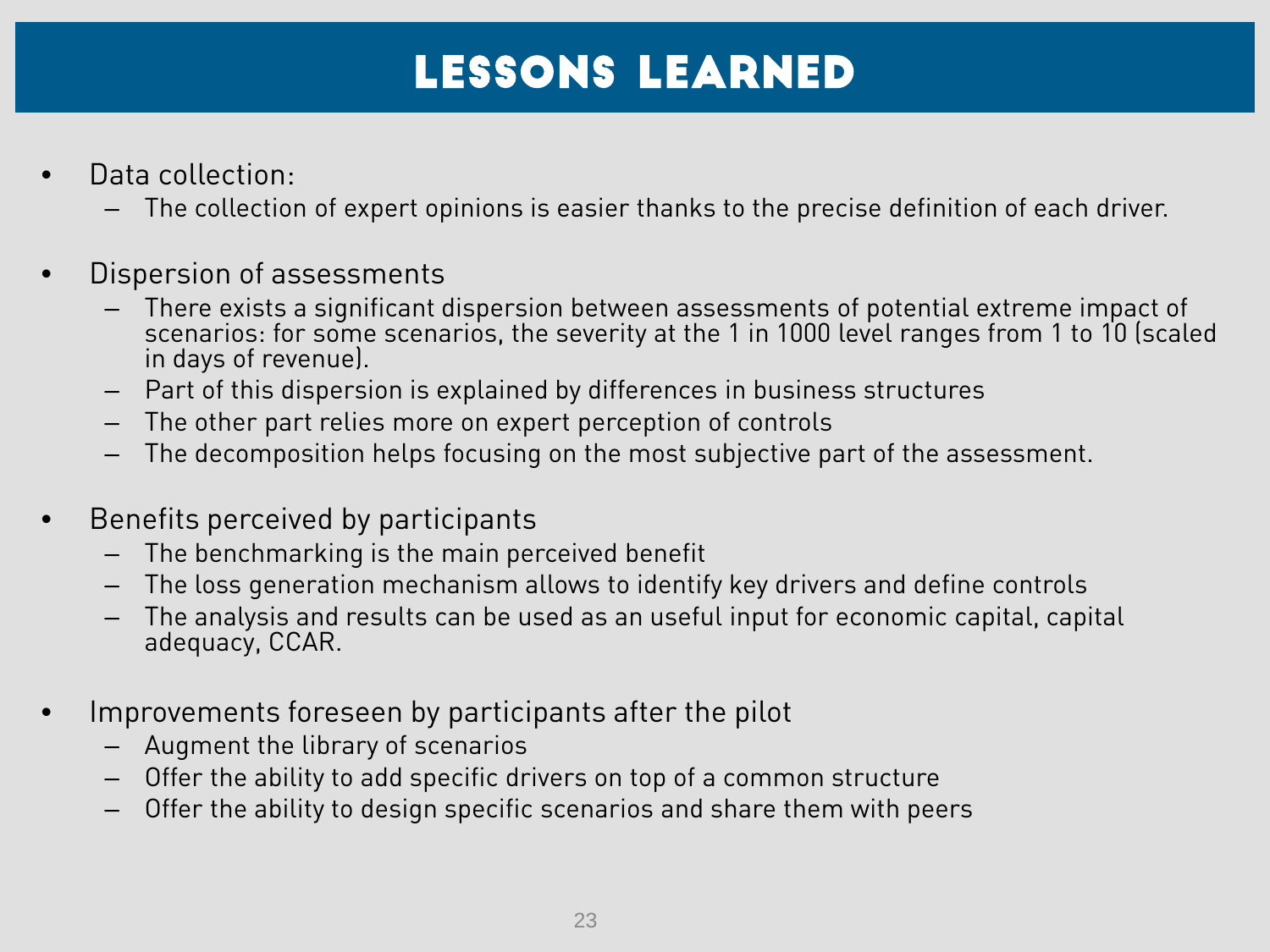# Lessons Learned

- Data collection:
  - The collection of expert opinions is easier thanks to the precise definition of each driver.
- Dispersion of assessments
  - There exists a significant dispersion between assessments of potential extreme impact of scenarios: for some scenarios, the severity at the 1 in 1000 level ranges from 1 to 10 (scaled in days of revenue).
  - Part of this dispersion is explained by differences in business structures
  - The other part relies more on expert perception of controls
  - The decomposition helps focusing on the most subjective part of the assessment.
- Benefits perceived by participants
  - The benchmarking is the main perceived benefit
  - The loss generation mechanism allows to identify key drivers and define controls
  - The analysis and results can be used as an useful input for economic capital, capital adequacy, CCAR.
- Improvements foreseen by participants after the pilot
  - Augment the library of scenarios
  - Offer the ability to add specific drivers on top of a common structure
  - Offer the ability to design specific scenarios and share them with peers